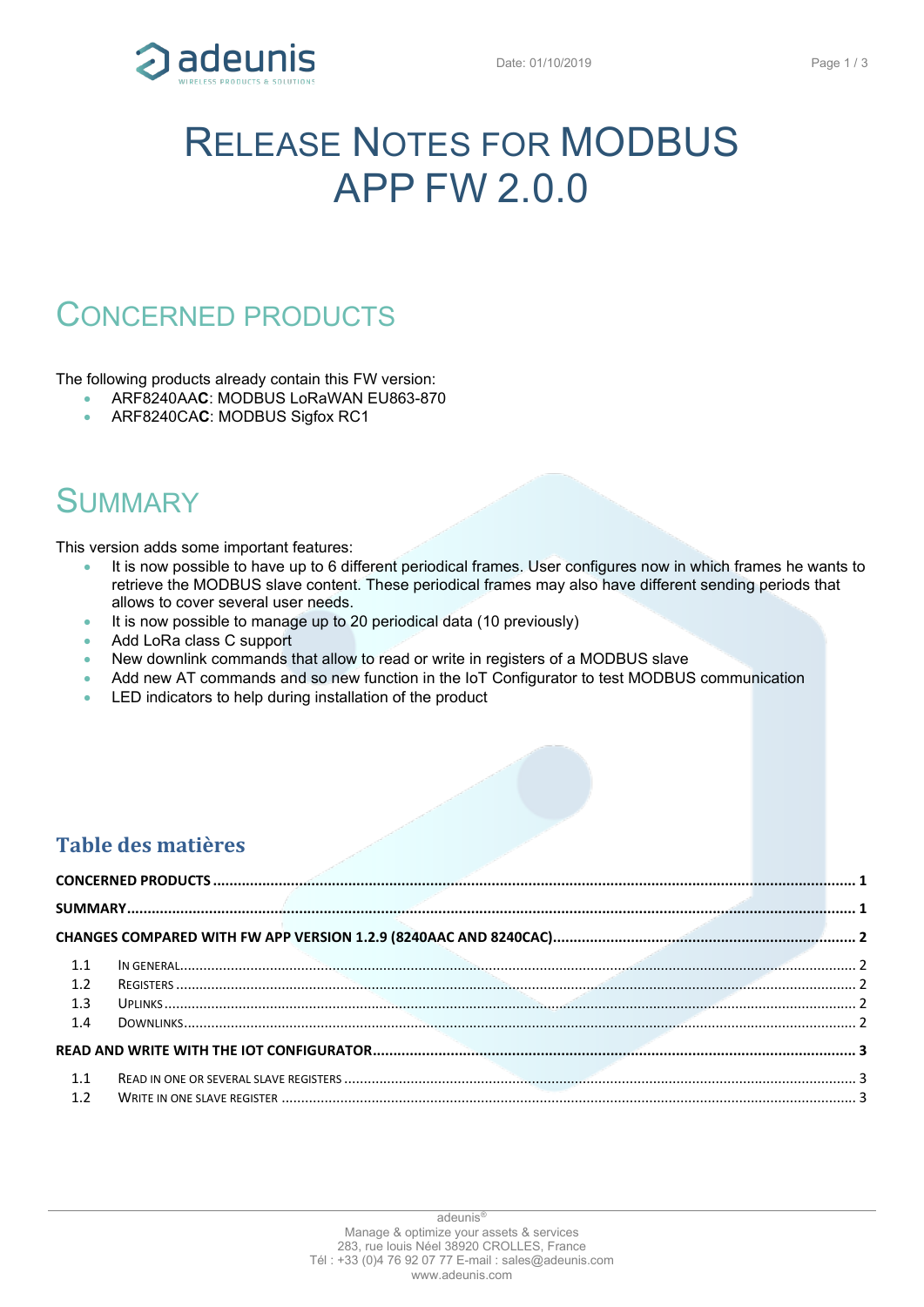# RELEASE NOTES FOR MODBUS APP FW 2.0.0

## CONCERNED PRODUCTS

The following products already contain this FW version:

- ARF8240AA**C**: MODBUS LoRaWAN EU863-870
- ARF8240CA**C**: MODBUS Sigfox RC1

## SUMMARY

This version adds some important features:

- It is now possible to have up to 6 different periodical frames. User configures now in which frames he wants to retrieve the MODBUS slave content. These periodical frames may also have different sending periods that allows to cover several user needs.
- It is now possible to manage up to 20 periodical data (10 previously)
- Add LoRa class C support
- New downlink commands that allow to read or write in registers of a MODBUS slave
- Add new AT commands and so new function in the IoT Configurator to test MODBUS communication
- LED indicators to help during installation of the product

### Table des matières

CONCERNED PRODUCTS ..... 1

SUMMARY ..... 1

CHANGES COMPARED WITH FW APP VERSION 1.2.9 (8240AAC AND 8240CAC) ..... 2

- 1.1 IN GENERAL ..... 2
- 1.2 REGISTERS ..... 2
- 1.3 UPLINKS ..... 2
- 1.4 DOWNLINKS ..... 2

READ AND WRITE WITH THE IOT CONFIGURATOR ..... 3

- 1.1 READ IN ONE OR SEVERAL SLAVE REGISTERS ..... 3
- 1.2 WRITE IN ONE SLAVE REGISTER ..... 3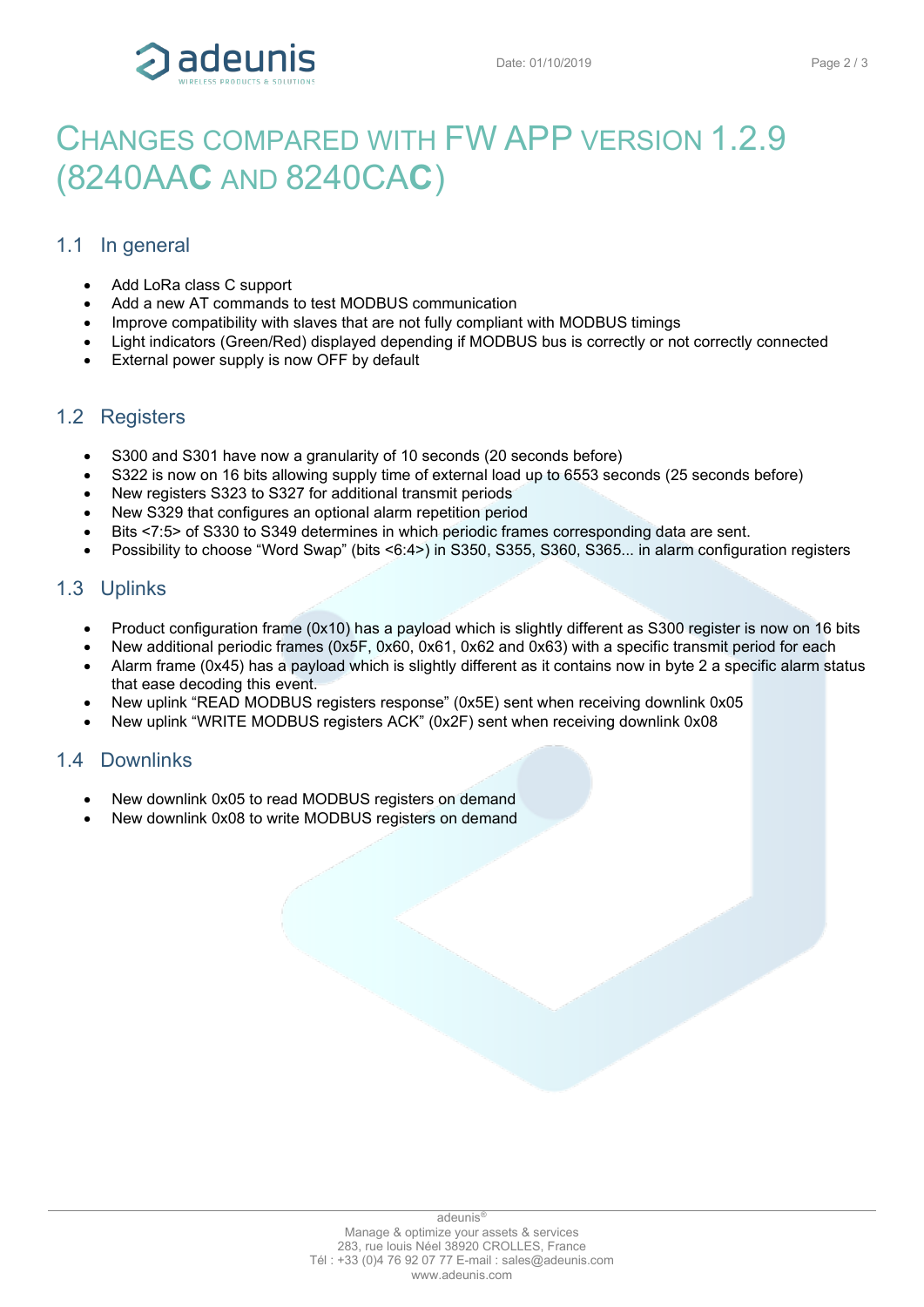# CHANGES COMPARED WITH FW APP VERSION 1.2.9 (8240AA**C** AND 8240CA**C**)

## 1.1 In general

- Add LoRa class C support
- Add a new AT commands to test MODBUS communication
- Improve compatibility with slaves that are not fully compliant with MODBUS timings
- Light indicators (Green/Red) displayed depending if MODBUS bus is correctly or not correctly connected
- External power supply is now OFF by default

## 1.2 Registers

- S300 and S301 have now a granularity of 10 seconds (20 seconds before)
- S322 is now on 16 bits allowing supply time of external load up to 6553 seconds (25 seconds before)
- New registers S323 to S327 for additional transmit periods
- New S329 that configures an optional alarm repetition period
- Bits <7:5> of S330 to S349 determines in which periodic frames corresponding data are sent.
- Possibility to choose “Word Swap” (bits <6:4>) in S350, S355, S360, S365... in alarm configuration registers

## 1.3 Uplinks

- Product configuration frame (0x10) has a payload which is slightly different as S300 register is now on 16 bits
- New additional periodic frames (0x5F, 0x60, 0x61, 0x62 and 0x63) with a specific transmit period for each
- Alarm frame (0x45) has a payload which is slightly different as it contains now in byte 2 a specific alarm status that ease decoding this event.
- New uplink “READ MODBUS registers response” (0x5E) sent when receiving downlink 0x05
- New uplink “WRITE MODBUS registers ACK” (0x2F) sent when receiving downlink 0x08

## 1.4 Downlinks

- New downlink 0x05 to read MODBUS registers on demand
- New downlink 0x08 to write MODBUS registers on demand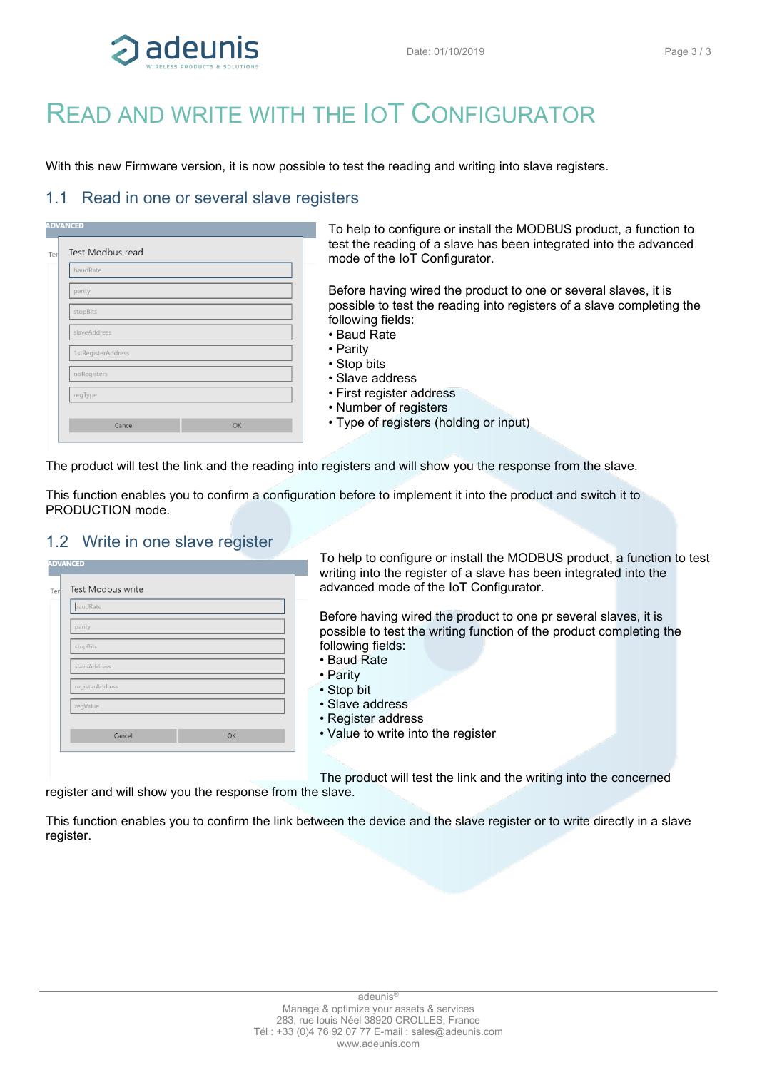# READ AND WRITE WITH THE IOT CONFIGURATOR

With this new Firmware version, it is now possible to test the reading and writing into slave registers.

## 1.1 Read in one or several slave registers

To help to configure or install the MODBUS product, a function to test the reading of a slave has been integrated into the advanced mode of the IoT Configurator.

Before having wired the product to one or several slaves, it is possible to test the reading into registers of a slave completing the following fields:

- Baud Rate
- Parity
- Stop bits
- Slave address
- First register address
- Number of registers
- Type of registers (holding or input)

The product will test the link and the reading into registers and will show you the response from the slave.

This function enables you to confirm a configuration before to implement it into the product and switch it to PRODUCTION mode.

## 1.2 Write in one slave register

To help to configure or install the MODBUS product, a function to test writing into the register of a slave has been integrated into the advanced mode of the IoT Configurator.

Before having wired the product to one pr several slaves, it is possible to test the writing function of the product completing the following fields:

- Baud Rate
- Parity
- Stop bit
- Slave address
- Register address
- Value to write into the register

The product will test the link and the writing into the concerned register and will show you the response from the slave.

This function enables you to confirm the link between the device and the slave register or to write directly in a slave register.

adeunis®
Manage & optimize your assets & services
283, rue louis Néel 38920 CROLLES, France
Tél : +33 (0)4 76 92 07 77 E-mail : sales@adeunis.com
www.adeunis.com